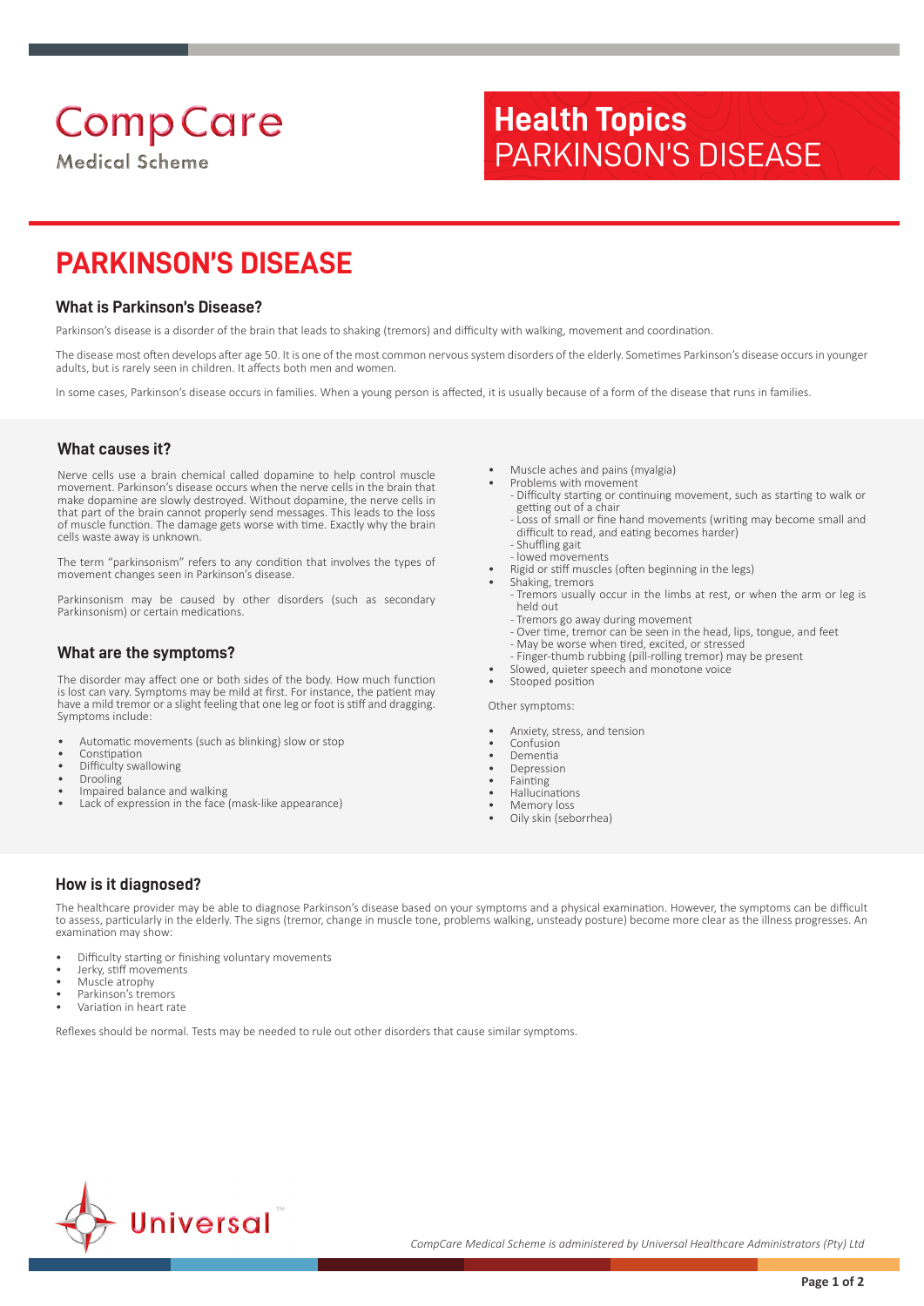CompCare
Medical Scheme

**Health Topics**
PARKINSON'S DISEASE

# PARKINSON'S DISEASE

## What is Parkinson's Disease?

Parkinson's disease is a disorder of the brain that leads to shaking (tremors) and difficulty with walking, movement and coordination.

The disease most often develops after age 50. It is one of the most common nervous system disorders of the elderly. Sometimes Parkinson's disease occurs in younger adults, but is rarely seen in children. It affects both men and women.

In some cases, Parkinson's disease occurs in families. When a young person is affected, it is usually because of a form of the disease that runs in families.

## What causes it?

Nerve cells use a brain chemical called dopamine to help control muscle movement. Parkinson's disease occurs when the nerve cells in the brain that make dopamine are slowly destroyed. Without dopamine, the nerve cells in that part of the brain cannot properly send messages. This leads to the loss of muscle function. The damage gets worse with time. Exactly why the brain cells waste away is unknown.

The term "parkinsonism" refers to any condition that involves the types of movement changes seen in Parkinson's disease.

Parkinsonism may be caused by other disorders (such as secondary Parkinsonism) or certain medications.

## What are the symptoms?

The disorder may affect one or both sides of the body. How much function is lost can vary. Symptoms may be mild at first. For instance, the patient may have a mild tremor or a slight feeling that one leg or foot is stiff and dragging. Symptoms include:

- Automatic movements (such as blinking) slow or stop
- Constipation
- Difficulty swallowing
- Drooling
- Impaired balance and walking
- Lack of expression in the face (mask-like appearance)
- Muscle aches and pains (myalgia)
- Problems with movement
  - Difficulty starting or continuing movement, such as starting to walk or getting out of a chair
  - Loss of small or fine hand movements (writing may become small and difficult to read, and eating becomes harder)
  - Shuffling gait
  - lowed movements
- Rigid or stiff muscles (often beginning in the legs)
- Shaking, tremors
  - Tremors usually occur in the limbs at rest, or when the arm or leg is held out
  - Tremors go away during movement
  - Over time, tremor can be seen in the head, lips, tongue, and feet
  - May be worse when tired, excited, or stressed
  - Finger-thumb rubbing (pill-rolling tremor) may be present
- Slowed, quieter speech and monotone voice
- Stooped position

Other symptoms:

- Anxiety, stress, and tension
- Confusion
- Dementia
- Depression
- Fainting
- Hallucinations
- Memory loss
- Oily skin (seborrhea)

## How is it diagnosed?

The healthcare provider may be able to diagnose Parkinson's disease based on your symptoms and a physical examination. However, the symptoms can be difficult to assess, particularly in the elderly. The signs (tremor, change in muscle tone, problems walking, unsteady posture) become more clear as the illness progresses. An examination may show:

- Difficulty starting or finishing voluntary movements
- Jerky, stiff movements
- Muscle atrophy
- Parkinson's tremors
- Variation in heart rate

Reflexes should be normal. Tests may be needed to rule out other disorders that cause similar symptoms.

Universal™

*CompCare Medical Scheme is administered by Universal Healthcare Administrators (Pty) Ltd*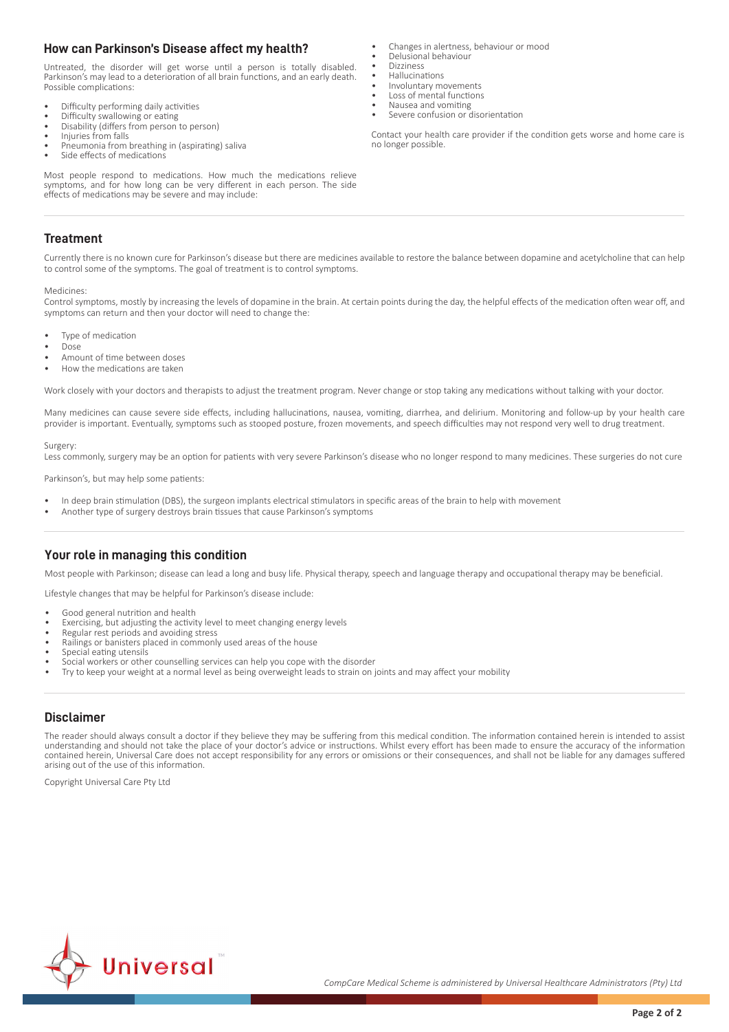## How can Parkinson's Disease affect my health?

Untreated, the disorder will get worse until a person is totally disabled. Parkinson's may lead to a deterioration of all brain functions, and an early death. Possible complications:

- Difficulty performing daily activities
- Difficulty swallowing or eating
- Disability (differs from person to person)
- Injuries from falls
- Pneumonia from breathing in (aspirating) saliva
- Side effects of medications

Most people respond to medications. How much the medications relieve symptoms, and for how long can be very different in each person. The side effects of medications may be severe and may include:

- Changes in alertness, behaviour or mood
- Delusional behaviour
- Dizziness
- Hallucinations
- Involuntary movements
- Loss of mental functions
- Nausea and vomiting
- Severe confusion or disorientation

Contact your health care provider if the condition gets worse and home care is no longer possible.

## Treatment

Currently there is no known cure for Parkinson's disease but there are medicines available to restore the balance between dopamine and acetylcholine that can help to control some of the symptoms. The goal of treatment is to control symptoms.

Medicines:
Control symptoms, mostly by increasing the levels of dopamine in the brain. At certain points during the day, the helpful effects of the medication often wear off, and symptoms can return and then your doctor will need to change the:

- Type of medication
- Dose
- Amount of time between doses
- How the medications are taken

Work closely with your doctors and therapists to adjust the treatment program. Never change or stop taking any medications without talking with your doctor.

Many medicines can cause severe side effects, including hallucinations, nausea, vomiting, diarrhea, and delirium. Monitoring and follow-up by your health care provider is important. Eventually, symptoms such as stooped posture, frozen movements, and speech difficulties may not respond very well to drug treatment.

Surgery:
Less commonly, surgery may be an option for patients with very severe Parkinson's disease who no longer respond to many medicines. These surgeries do not cure

Parkinson's, but may help some patients:

- In deep brain stimulation (DBS), the surgeon implants electrical stimulators in specific areas of the brain to help with movement
- Another type of surgery destroys brain tissues that cause Parkinson's symptoms

## Your role in managing this condition

Most people with Parkinson; disease can lead a long and busy life. Physical therapy, speech and language therapy and occupational therapy may be beneficial.

Lifestyle changes that may be helpful for Parkinson's disease include:

- Good general nutrition and health
- Exercising, but adjusting the activity level to meet changing energy levels
- Regular rest periods and avoiding stress
- Railings or banisters placed in commonly used areas of the house
- Special eating utensils
- Social workers or other counselling services can help you cope with the disorder
- Try to keep your weight at a normal level as being overweight leads to strain on joints and may affect your mobility

## Disclaimer

The reader should always consult a doctor if they believe they may be suffering from this medical condition. The information contained herein is intended to assist understanding and should not take the place of your doctor's advice or instructions. Whilst every effort has been made to ensure the accuracy of the information contained herein, Universal Care does not accept responsibility for any errors or omissions or their consequences, and shall not be liable for any damages suffered arising out of the use of this information.

Copyright Universal Care Pty Ltd

Universal™

*CompCare Medical Scheme is administered by Universal Healthcare Administrators (Pty) Ltd*